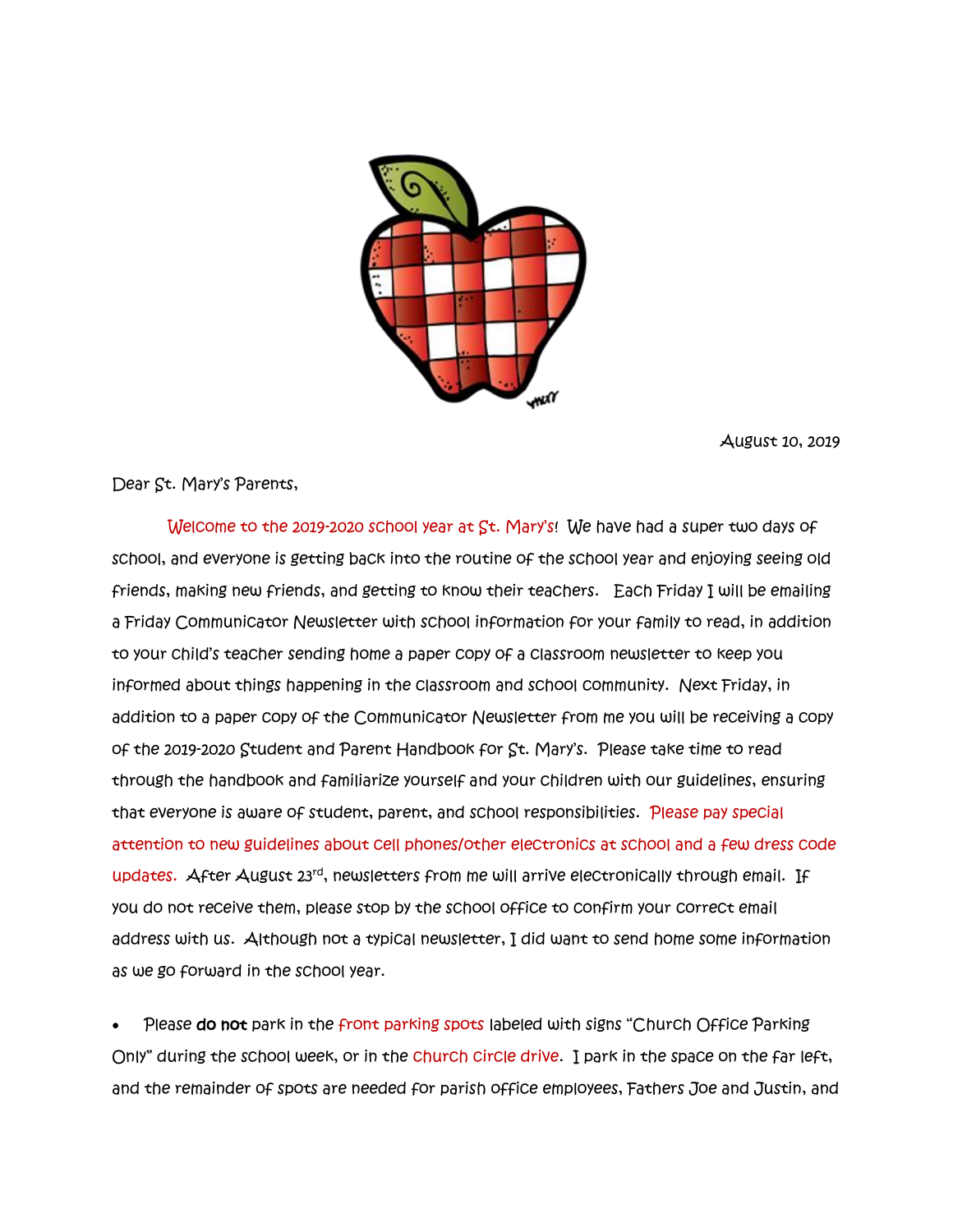August 10, 2019

Dear St. Mary's Parents,

Welcome to the 2019-2020 school year at St. Mary's! We have had a super two days of school, and everyone is getting back into the routine of the school year and enjoying seeing old friends, making new friends, and getting to know their teachers. Each Friday I will be emailing a Friday Communicator Newsletter with school information for your family to read, in addition to your child's teacher sending home a paper copy of a classroom newsletter to keep you informed about things happening in the classroom and school community. Next Friday, in addition to a paper copy of the Communicator Newsletter from me you will be receiving a copy of the 2019-2020 Student and Parent Handbook for St. Mary's. Please take time to read through the handbook and familiarize yourself and your children with our guidelines, ensuring that everyone is aware of student, parent, and school responsibilities. Please pay special attention to new guidelines about cell phones/other electronics at school and a few dress code updates. After August 23rd, newsletters from me will arrive electronically through email. If you do not receive them, please stop by the school office to confirm your correct email address with us. Although not a typical newsletter, I did want to send home some information as we go forward in the school year.

- Please **do not** park in the front parking spots labeled with signs "Church Office Parking Only" during the school week, or in the church circle drive. I park in the space on the far left, and the remainder of spots are needed for parish office employees, Fathers Joe and Justin, and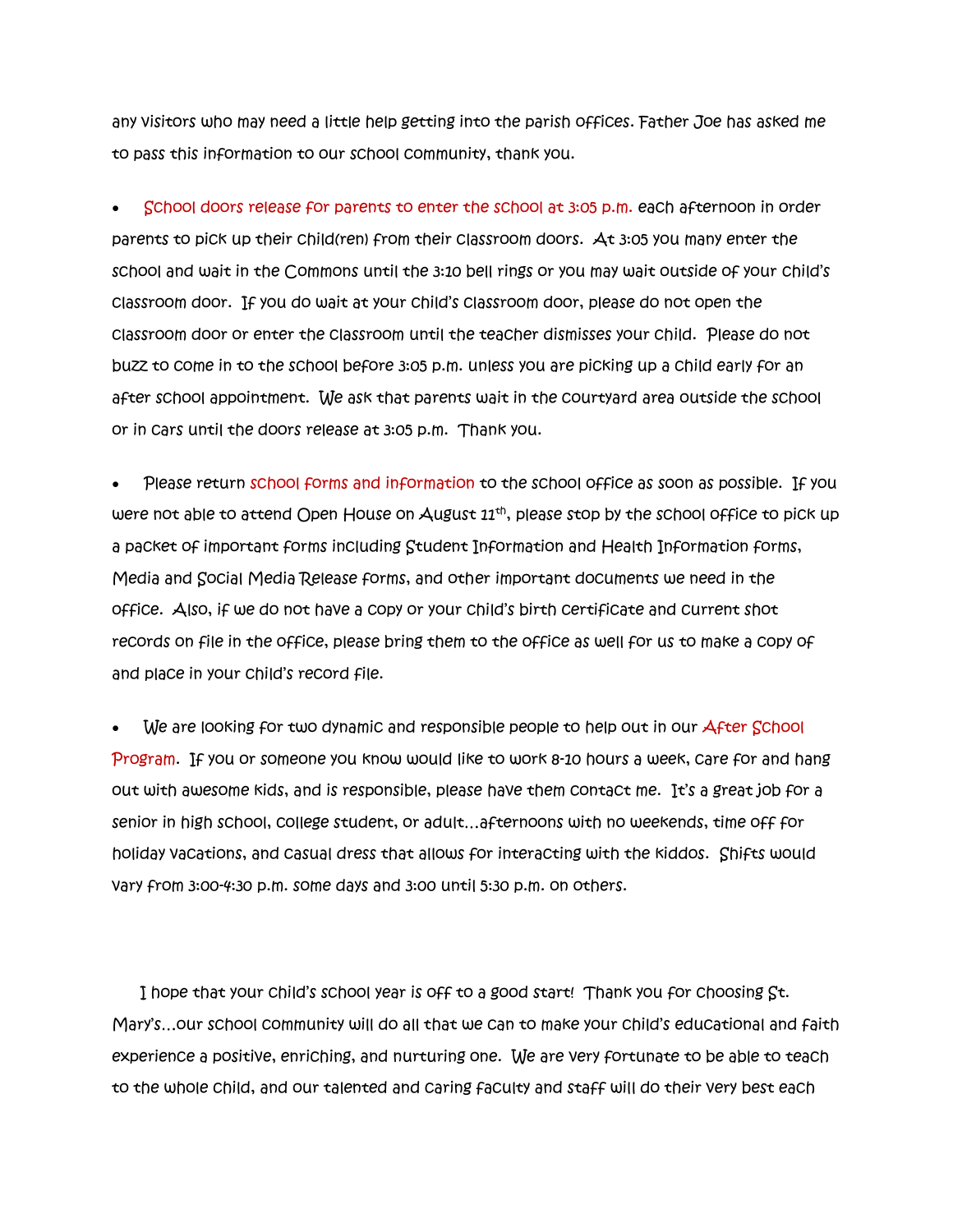any visitors who may need a little help getting into the parish offices. Father Joe has asked me to pass this information to our school community, thank you.

- School doors release for parents to enter the school at 3:05 p.m. each afternoon in order parents to pick up their child(ren) from their classroom doors. At 3:05 you many enter the school and wait in the Commons until the 3:10 bell rings or you may wait outside of your child's classroom door. If you do wait at your child's classroom door, please do not open the classroom door or enter the classroom until the teacher dismisses your child. Please do not buzz to come in to the school before 3:05 p.m. unless you are picking up a child early for an after school appointment. We ask that parents wait in the courtyard area outside the school or in cars until the doors release at 3:05 p.m. Thank you.

- Please return school forms and information to the school office as soon as possible. If you were not able to attend Open House on August 11th, please stop by the school office to pick up a packet of important forms including Student Information and Health Information forms, Media and Social Media Release forms, and other important documents we need in the office. Also, if we do not have a copy or your child's birth certificate and current shot records on file in the office, please bring them to the office as well for us to make a copy of and place in your child's record file.

- We are looking for two dynamic and responsible people to help out in our After School Program. If you or someone you know would like to work 8-10 hours a week, care for and hang out with awesome kids, and is responsible, please have them contact me. It's a great job for a senior in high school, college student, or adult…afternoons with no weekends, time off for holiday vacations, and casual dress that allows for interacting with the kiddos. Shifts would vary from 3:00-4:30 p.m. some days and 3:00 until 5:30 p.m. on others.

I hope that your child's school year is off to a good start! Thank you for choosing St. Mary's…our school community will do all that we can to make your child's educational and faith experience a positive, enriching, and nurturing one. We are very fortunate to be able to teach to the whole child, and our talented and caring faculty and staff will do their very best each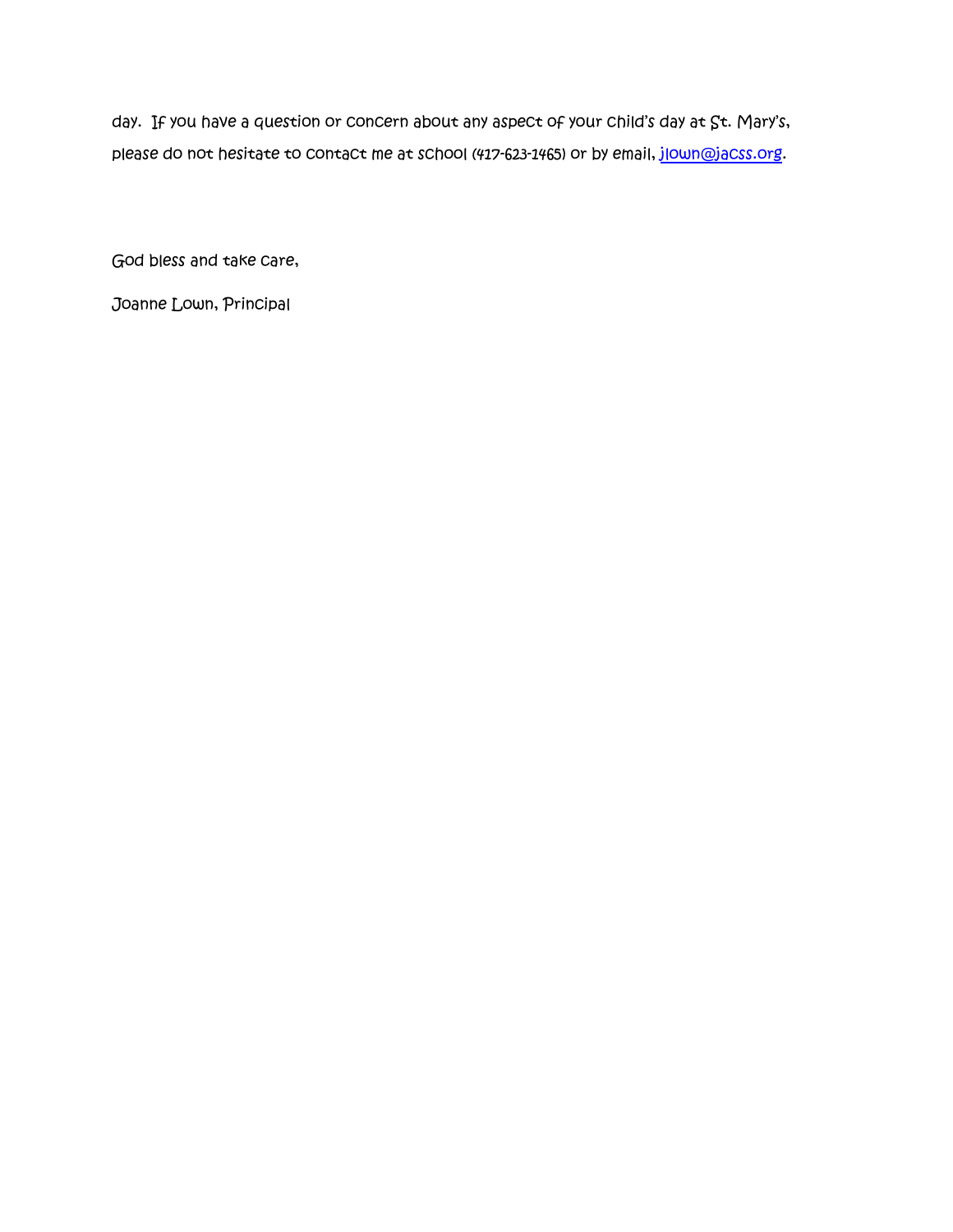day. If you have a question or concern about any aspect of your child's day at St. Mary's, please do not hesitate to contact me at school (417-623-1465) or by email, jlown@jacss.org.

God bless and take care,

Joanne Lown, Principal